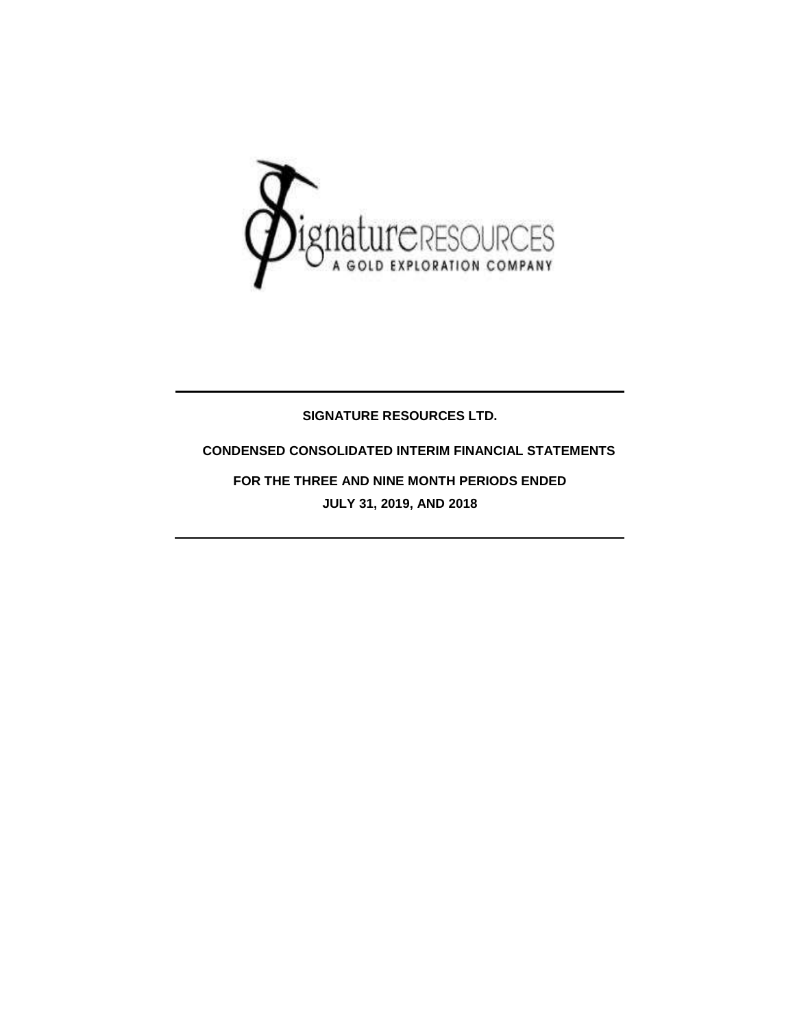# SIGNATURE RESOURCES LTD.

## CONDENSED CONSOLIDATED INTERIM FINANCIAL STATEMENTS

### FOR THE THREE AND NINE MONTH PERIODS ENDED JULY 31, 2019, AND 2018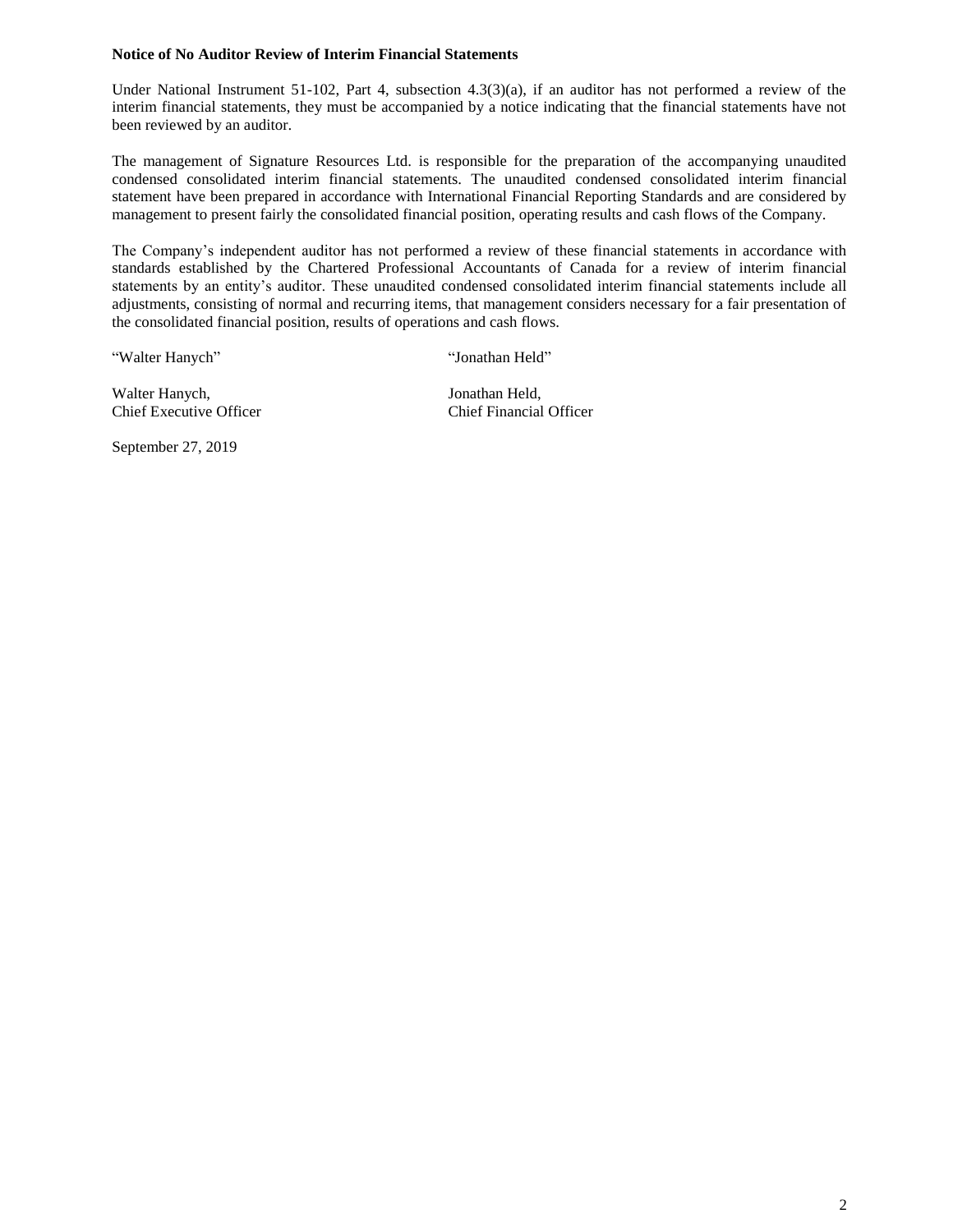**Notice of No Auditor Review of Interim Financial Statements**

Under National Instrument 51-102, Part 4, subsection 4.3(3)(a), if an auditor has not performed a review of the interim financial statements, they must be accompanied by a notice indicating that the financial statements have not been reviewed by an auditor.

The management of Signature Resources Ltd. is responsible for the preparation of the accompanying unaudited condensed consolidated interim financial statements. The unaudited condensed consolidated interim financial statement have been prepared in accordance with International Financial Reporting Standards and are considered by management to present fairly the consolidated financial position, operating results and cash flows of the Company.

The Company's independent auditor has not performed a review of these financial statements in accordance with standards established by the Chartered Professional Accountants of Canada for a review of interim financial statements by an entity's auditor. These unaudited condensed consolidated interim financial statements include all adjustments, consisting of normal and recurring items, that management considers necessary for a fair presentation of the consolidated financial position, results of operations and cash flows.

"Walter Hanych"

Walter Hanych,
Chief Executive Officer

"Jonathan Held"

Jonathan Held,
Chief Financial Officer

September 27, 2019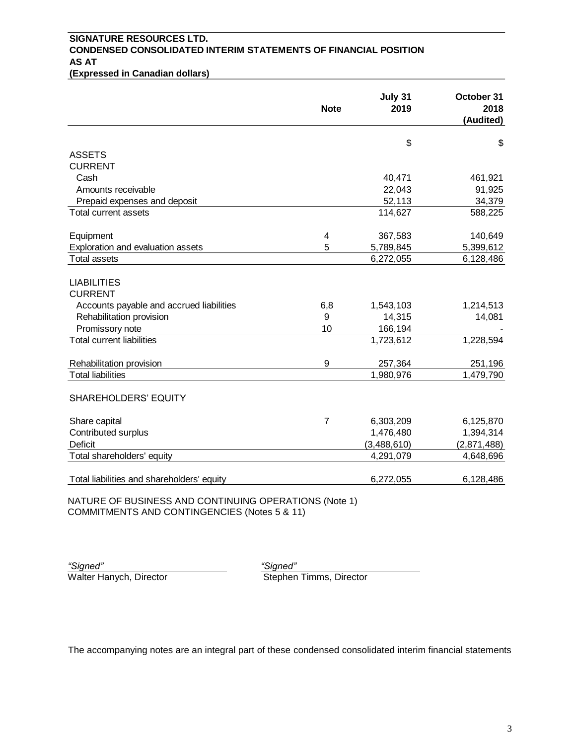**SIGNATURE RESOURCES LTD.**
**CONDENSED CONSOLIDATED INTERIM STATEMENTS OF FINANCIAL POSITION**
**AS AT**
**(Expressed in Canadian dollars)**

| | Note | July 31 2019 | October 31 2018 (Audited) |
|---|---|---|---|
| | | $ | $ |
| ASSETS | | | |
| CURRENT | | | |
| Cash | | 40,471 | 461,921 |
| Amounts receivable | | 22,043 | 91,925 |
| Prepaid expenses and deposit | | 52,113 | 34,379 |
| Total current assets | | 114,627 | 588,225 |
| | | | |
| Equipment | 4 | 367,583 | 140,649 |
| Exploration and evaluation assets | 5 | 5,789,845 | 5,399,612 |
| Total assets | | 6,272,055 | 6,128,486 |
| | | | |
| LIABILITIES | | | |
| CURRENT | | | |
| Accounts payable and accrued liabilities | 6,8 | 1,543,103 | 1,214,513 |
| Rehabilitation provision | 9 | 14,315 | 14,081 |
| Promissory note | 10 | 166,194 | - |
| Total current liabilities | | 1,723,612 | 1,228,594 |
| | | | |
| Rehabilitation provision | 9 | 257,364 | 251,196 |
| Total liabilities | | 1,980,976 | 1,479,790 |
| | | | |
| SHAREHOLDERS' EQUITY | | | |
| | | | |
| Share capital | 7 | 6,303,209 | 6,125,870 |
| Contributed surplus | | 1,476,480 | 1,394,314 |
| Deficit | | (3,488,610) | (2,871,488) |
| Total shareholders' equity | | 4,291,079 | 4,648,696 |
| | | | |
| Total liabilities and shareholders' equity | | 6,272,055 | 6,128,486 |

NATURE OF BUSINESS AND CONTINUING OPERATIONS (Note 1)
COMMITMENTS AND CONTINGENCIES (Notes 5 & 11)

*"Signed"*
Walter Hanych, Director

*"Signed"*
Stephen Timms, Director

The accompanying notes are an integral part of these condensed consolidated interim financial statements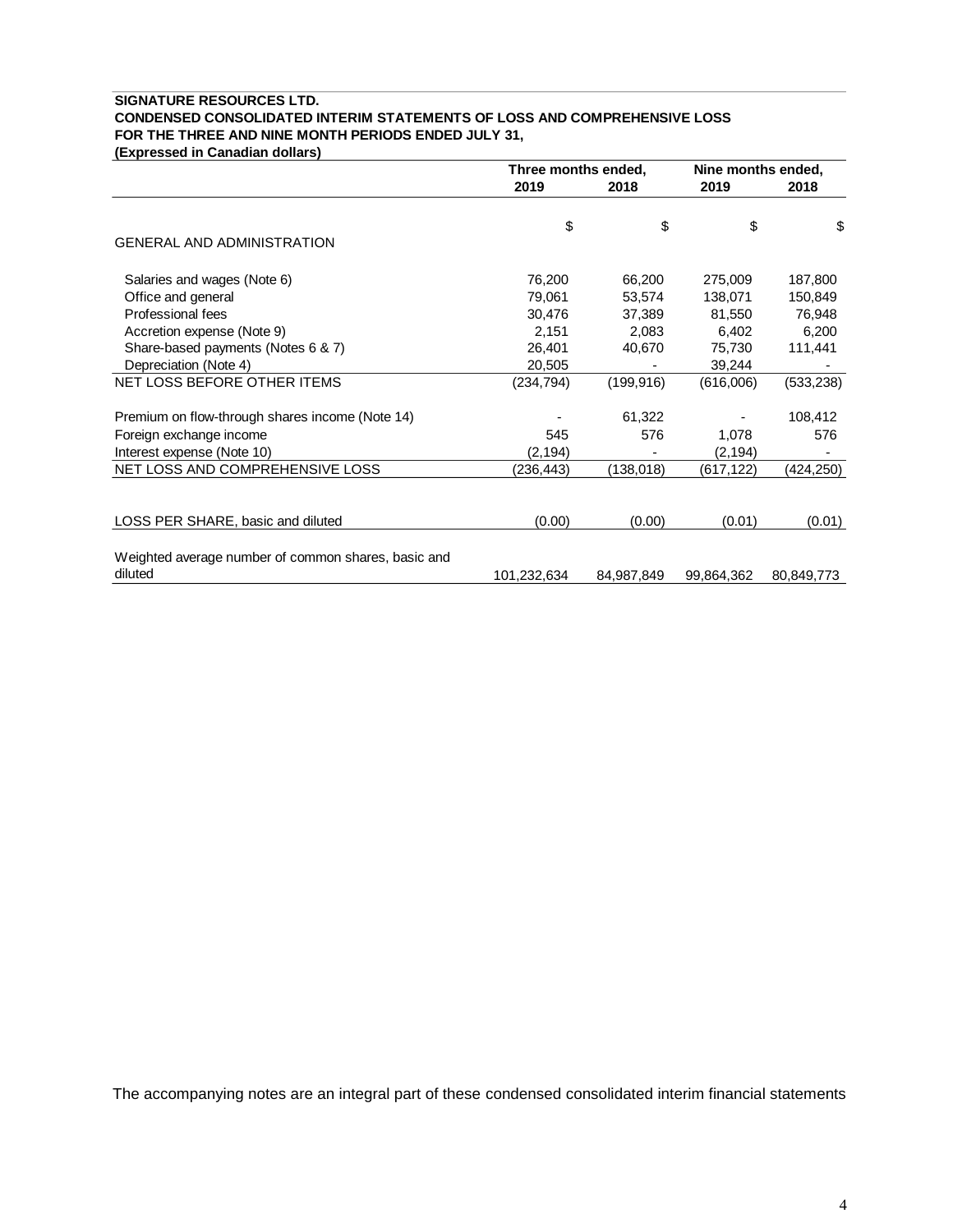**SIGNATURE RESOURCES LTD.**
**CONDENSED CONSOLIDATED INTERIM STATEMENTS OF LOSS AND COMPREHENSIVE LOSS**
**FOR THE THREE AND NINE MONTH PERIODS ENDED JULY 31,**
**(Expressed in Canadian dollars)**

| | Three months ended, | | Nine months ended, | |
|---|---|---|---|---|
| | **2019** | **2018** | **2019** | **2018** |
| | $ | $ | $ | $ |
| GENERAL AND ADMINISTRATION | | | | |
| Salaries and wages (Note 6) | 76,200 | 66,200 | 275,009 | 187,800 |
| Office and general | 79,061 | 53,574 | 138,071 | 150,849 |
| Professional fees | 30,476 | 37,389 | 81,550 | 76,948 |
| Accretion expense (Note 9) | 2,151 | 2,083 | 6,402 | 6,200 |
| Share-based payments (Notes 6 & 7) | 26,401 | 40,670 | 75,730 | 111,441 |
| Depreciation (Note 4) | 20,505 | - | 39,244 | - |
| NET LOSS BEFORE OTHER ITEMS | (234,794) | (199,916) | (616,006) | (533,238) |
| Premium on flow-through shares income (Note 14) | - | 61,322 | - | 108,412 |
| Foreign exchange income | 545 | 576 | 1,078 | 576 |
| Interest expense (Note 10) | (2,194) | - | (2,194) | - |
| NET LOSS AND COMPREHENSIVE LOSS | (236,443) | (138,018) | (617,122) | (424,250) |
| LOSS PER SHARE, basic and diluted | (0.00) | (0.00) | (0.01) | (0.01) |
| Weighted average number of common shares, basic and diluted | 101,232,634 | 84,987,849 | 99,864,362 | 80,849,773 |

The accompanying notes are an integral part of these condensed consolidated interim financial statements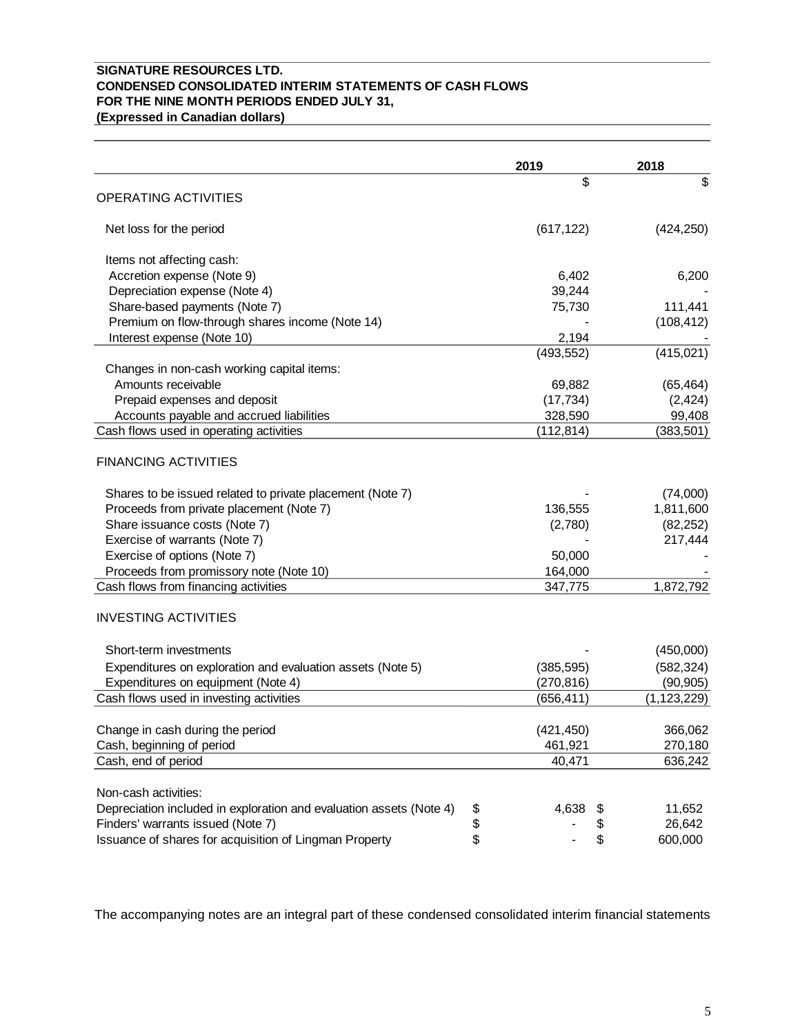**SIGNATURE RESOURCES LTD.**
**CONDENSED CONSOLIDATED INTERIM STATEMENTS OF CASH FLOWS**
**FOR THE NINE MONTH PERIODS ENDED JULY 31,**
**(Expressed in Canadian dollars)**

| | 2019 | 2018 |
|---|---|---|
| | $ | $ |
| OPERATING ACTIVITIES | | |
| Net loss for the period | (617,122) | (424,250) |
| Items not affecting cash: | | |
| Accretion expense (Note 9) | 6,402 | 6,200 |
| Depreciation expense (Note 4) | 39,244 | - |
| Share-based payments (Note 7) | 75,730 | 111,441 |
| Premium on flow-through shares income (Note 14) | - | (108,412) |
| Interest expense (Note 10) | 2,194 | - |
| | (493,552) | (415,021) |
| Changes in non-cash working capital items: | | |
| Amounts receivable | 69,882 | (65,464) |
| Prepaid expenses and deposit | (17,734) | (2,424) |
| Accounts payable and accrued liabilities | 328,590 | 99,408 |
| Cash flows used in operating activities | (112,814) | (383,501) |
| FINANCING ACTIVITIES | | |
| Shares to be issued related to private placement (Note 7) | - | (74,000) |
| Proceeds from private placement (Note 7) | 136,555 | 1,811,600 |
| Share issuance costs (Note 7) | (2,780) | (82,252) |
| Exercise of warrants (Note 7) | - | 217,444 |
| Exercise of options (Note 7) | 50,000 | - |
| Proceeds from promissory note (Note 10) | 164,000 | - |
| Cash flows from financing activities | 347,775 | 1,872,792 |
| INVESTING ACTIVITIES | | |
| Short-term investments | - | (450,000) |
| Expenditures on exploration and evaluation assets (Note 5) | (385,595) | (582,324) |
| Expenditures on equipment (Note 4) | (270,816) | (90,905) |
| Cash flows used in investing activities | (656,411) | (1,123,229) |
| Change in cash during the period | (421,450) | 366,062 |
| Cash, beginning of period | 461,921 | 270,180 |
| Cash, end of period | 40,471 | 636,242 |
| Non-cash activities: | | |
| Depreciation included in exploration and evaluation assets (Note 4) | $ 4,638 | $ 11,652 |
| Finders' warrants issued (Note 7) | $ - | $ 26,642 |
| Issuance of shares for acquisition of Lingman Property | $ - | $ 600,000 |

The accompanying notes are an integral part of these condensed consolidated interim financial statements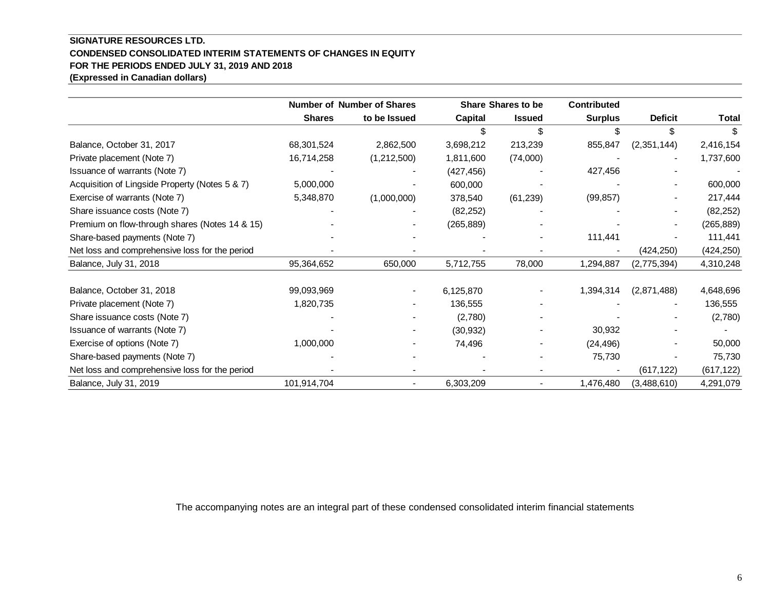**SIGNATURE RESOURCES LTD.**
**CONDENSED CONSOLIDATED INTERIM STATEMENTS OF CHANGES IN EQUITY**
**FOR THE PERIODS ENDED JULY 31, 2019 AND 2018**
**(Expressed in Canadian dollars)**

| | Number of Shares | Number of Shares to be Issued | Share Capital | Shares to be Issued | Contributed Surplus | Deficit | Total |
|---|---|---|---|---|---|---|---|
| | | | $ | $ | $ | $ | $ |
| Balance, October 31, 2017 | 68,301,524 | 2,862,500 | 3,698,212 | 213,239 | 855,847 | (2,351,144) | 2,416,154 |
| Private placement (Note 7) | 16,714,258 | (1,212,500) | 1,811,600 | (74,000) | - | - | 1,737,600 |
| Issuance of warrants (Note 7) | - | - | (427,456) | - | 427,456 | - | - |
| Acquisition of Lingside Property (Notes 5 & 7) | 5,000,000 | - | 600,000 | - | - | - | 600,000 |
| Exercise of warrants (Note 7) | 5,348,870 | (1,000,000) | 378,540 | (61,239) | (99,857) | - | 217,444 |
| Share issuance costs (Note 7) | - | - | (82,252) | - | - | - | (82,252) |
| Premium on flow-through shares (Notes 14 & 15) | - | - | (265,889) | - | - | - | (265,889) |
| Share-based payments (Note 7) | - | - | - | - | 111,441 | - | 111,441 |
| Net loss and comprehensive loss for the period | - | - | - | - | - | (424,250) | (424,250) |
| Balance, July 31, 2018 | 95,364,652 | 650,000 | 5,712,755 | 78,000 | 1,294,887 | (2,775,394) | 4,310,248 |
| | | | | | | | |
| Balance, October 31, 2018 | 99,093,969 | - | 6,125,870 | - | 1,394,314 | (2,871,488) | 4,648,696 |
| Private placement (Note 7) | 1,820,735 | - | 136,555 | - | - | - | 136,555 |
| Share issuance costs (Note 7) | - | - | (2,780) | - | - | - | (2,780) |
| Issuance of warrants (Note 7) | - | - | (30,932) | - | 30,932 | - | - |
| Exercise of options (Note 7) | 1,000,000 | - | 74,496 | - | (24,496) | - | 50,000 |
| Share-based payments (Note 7) | - | - | - | - | 75,730 | - | 75,730 |
| Net loss and comprehensive loss for the period | - | - | - | - | - | (617,122) | (617,122) |
| Balance, July 31, 2019 | 101,914,704 | - | 6,303,209 | - | 1,476,480 | (3,488,610) | 4,291,079 |

The accompanying notes are an integral part of these condensed consolidated interim financial statements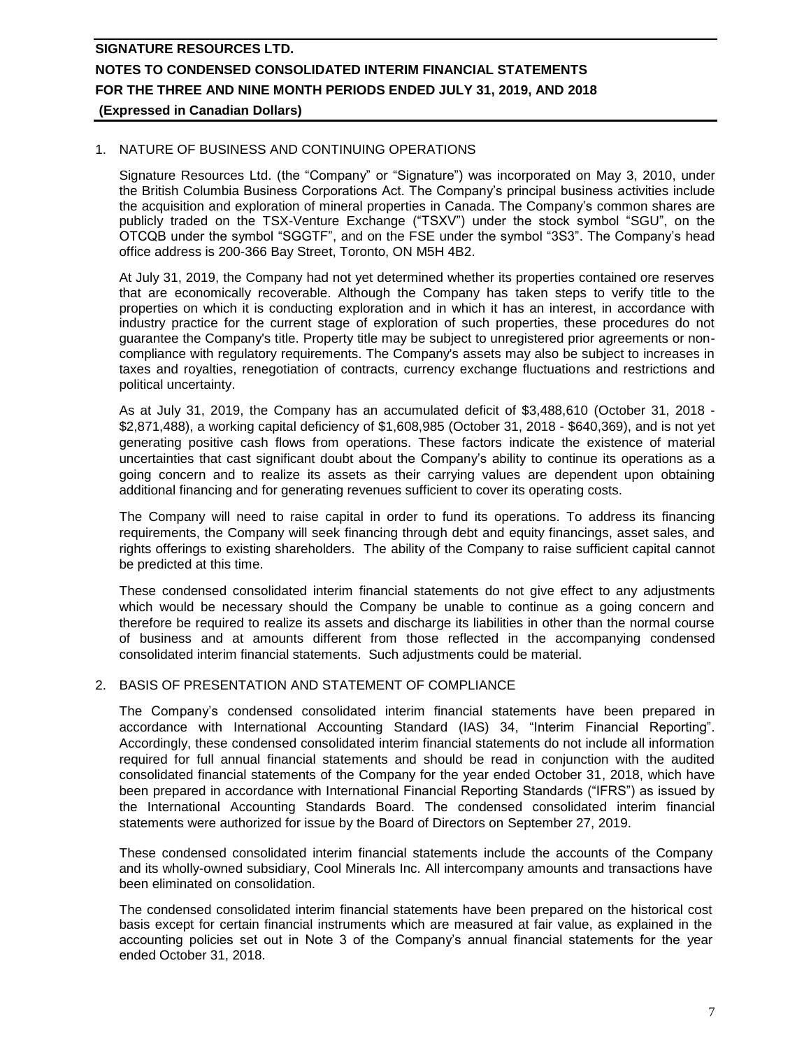## 1. NATURE OF BUSINESS AND CONTINUING OPERATIONS

Signature Resources Ltd. (the "Company" or "Signature") was incorporated on May 3, 2010, under the British Columbia Business Corporations Act. The Company's principal business activities include the acquisition and exploration of mineral properties in Canada. The Company's common shares are publicly traded on the TSX-Venture Exchange ("TSXV") under the stock symbol "SGU", on the OTCQB under the symbol "SGGTF", and on the FSE under the symbol "3S3". The Company's head office address is 200-366 Bay Street, Toronto, ON M5H 4B2.

At July 31, 2019, the Company had not yet determined whether its properties contained ore reserves that are economically recoverable. Although the Company has taken steps to verify title to the properties on which it is conducting exploration and in which it has an interest, in accordance with industry practice for the current stage of exploration of such properties, these procedures do not guarantee the Company's title. Property title may be subject to unregistered prior agreements or non-compliance with regulatory requirements. The Company's assets may also be subject to increases in taxes and royalties, renegotiation of contracts, currency exchange fluctuations and restrictions and political uncertainty.

As at July 31, 2019, the Company has an accumulated deficit of $3,488,610 (October 31, 2018 - $2,871,488), a working capital deficiency of $1,608,985 (October 31, 2018 - $640,369), and is not yet generating positive cash flows from operations. These factors indicate the existence of material uncertainties that cast significant doubt about the Company's ability to continue its operations as a going concern and to realize its assets as their carrying values are dependent upon obtaining additional financing and for generating revenues sufficient to cover its operating costs.

The Company will need to raise capital in order to fund its operations. To address its financing requirements, the Company will seek financing through debt and equity financings, asset sales, and rights offerings to existing shareholders. The ability of the Company to raise sufficient capital cannot be predicted at this time.

These condensed consolidated interim financial statements do not give effect to any adjustments which would be necessary should the Company be unable to continue as a going concern and therefore be required to realize its assets and discharge its liabilities in other than the normal course of business and at amounts different from those reflected in the accompanying condensed consolidated interim financial statements. Such adjustments could be material.

## 2. BASIS OF PRESENTATION AND STATEMENT OF COMPLIANCE

The Company's condensed consolidated interim financial statements have been prepared in accordance with International Accounting Standard (IAS) 34, "Interim Financial Reporting". Accordingly, these condensed consolidated interim financial statements do not include all information required for full annual financial statements and should be read in conjunction with the audited consolidated financial statements of the Company for the year ended October 31, 2018, which have been prepared in accordance with International Financial Reporting Standards ("IFRS") as issued by the International Accounting Standards Board. The condensed consolidated interim financial statements were authorized for issue by the Board of Directors on September 27, 2019.

These condensed consolidated interim financial statements include the accounts of the Company and its wholly-owned subsidiary, Cool Minerals Inc. All intercompany amounts and transactions have been eliminated on consolidation.

The condensed consolidated interim financial statements have been prepared on the historical cost basis except for certain financial instruments which are measured at fair value, as explained in the accounting policies set out in Note 3 of the Company's annual financial statements for the year ended October 31, 2018.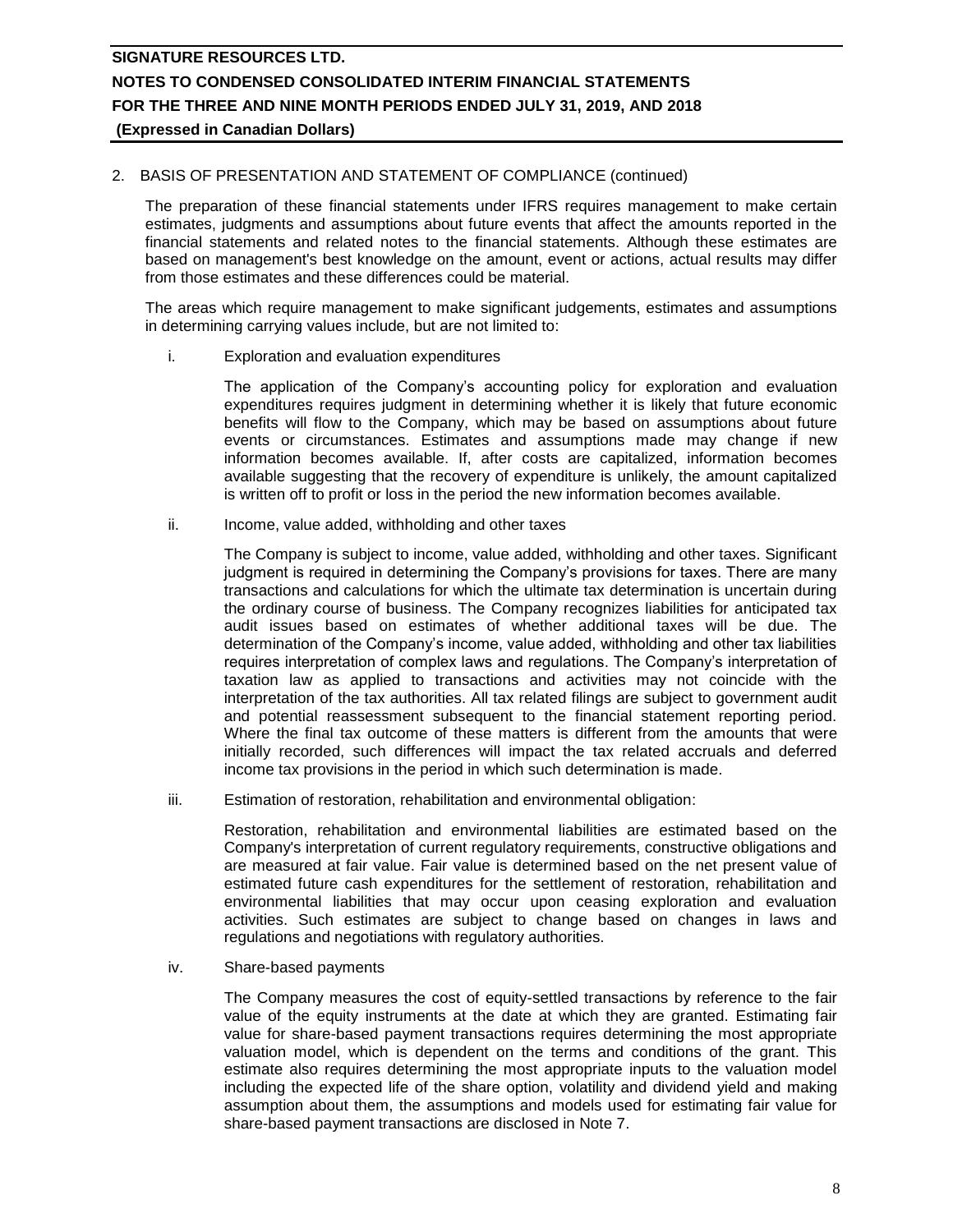## 2. BASIS OF PRESENTATION AND STATEMENT OF COMPLIANCE (continued)

The preparation of these financial statements under IFRS requires management to make certain estimates, judgments and assumptions about future events that affect the amounts reported in the financial statements and related notes to the financial statements. Although these estimates are based on management's best knowledge on the amount, event or actions, actual results may differ from those estimates and these differences could be material.

The areas which require management to make significant judgements, estimates and assumptions in determining carrying values include, but are not limited to:

i. Exploration and evaluation expenditures

   The application of the Company's accounting policy for exploration and evaluation expenditures requires judgment in determining whether it is likely that future economic benefits will flow to the Company, which may be based on assumptions about future events or circumstances. Estimates and assumptions made may change if new information becomes available. If, after costs are capitalized, information becomes available suggesting that the recovery of expenditure is unlikely, the amount capitalized is written off to profit or loss in the period the new information becomes available.

ii. Income, value added, withholding and other taxes

   The Company is subject to income, value added, withholding and other taxes. Significant judgment is required in determining the Company's provisions for taxes. There are many transactions and calculations for which the ultimate tax determination is uncertain during the ordinary course of business. The Company recognizes liabilities for anticipated tax audit issues based on estimates of whether additional taxes will be due. The determination of the Company's income, value added, withholding and other tax liabilities requires interpretation of complex laws and regulations. The Company's interpretation of taxation law as applied to transactions and activities may not coincide with the interpretation of the tax authorities. All tax related filings are subject to government audit and potential reassessment subsequent to the financial statement reporting period. Where the final tax outcome of these matters is different from the amounts that were initially recorded, such differences will impact the tax related accruals and deferred income tax provisions in the period in which such determination is made.

iii. Estimation of restoration, rehabilitation and environmental obligation:

   Restoration, rehabilitation and environmental liabilities are estimated based on the Company's interpretation of current regulatory requirements, constructive obligations and are measured at fair value. Fair value is determined based on the net present value of estimated future cash expenditures for the settlement of restoration, rehabilitation and environmental liabilities that may occur upon ceasing exploration and evaluation activities. Such estimates are subject to change based on changes in laws and regulations and negotiations with regulatory authorities.

iv. Share-based payments

   The Company measures the cost of equity-settled transactions by reference to the fair value of the equity instruments at the date at which they are granted. Estimating fair value for share-based payment transactions requires determining the most appropriate valuation model, which is dependent on the terms and conditions of the grant. This estimate also requires determining the most appropriate inputs to the valuation model including the expected life of the share option, volatility and dividend yield and making assumption about them, the assumptions and models used for estimating fair value for share-based payment transactions are disclosed in Note 7.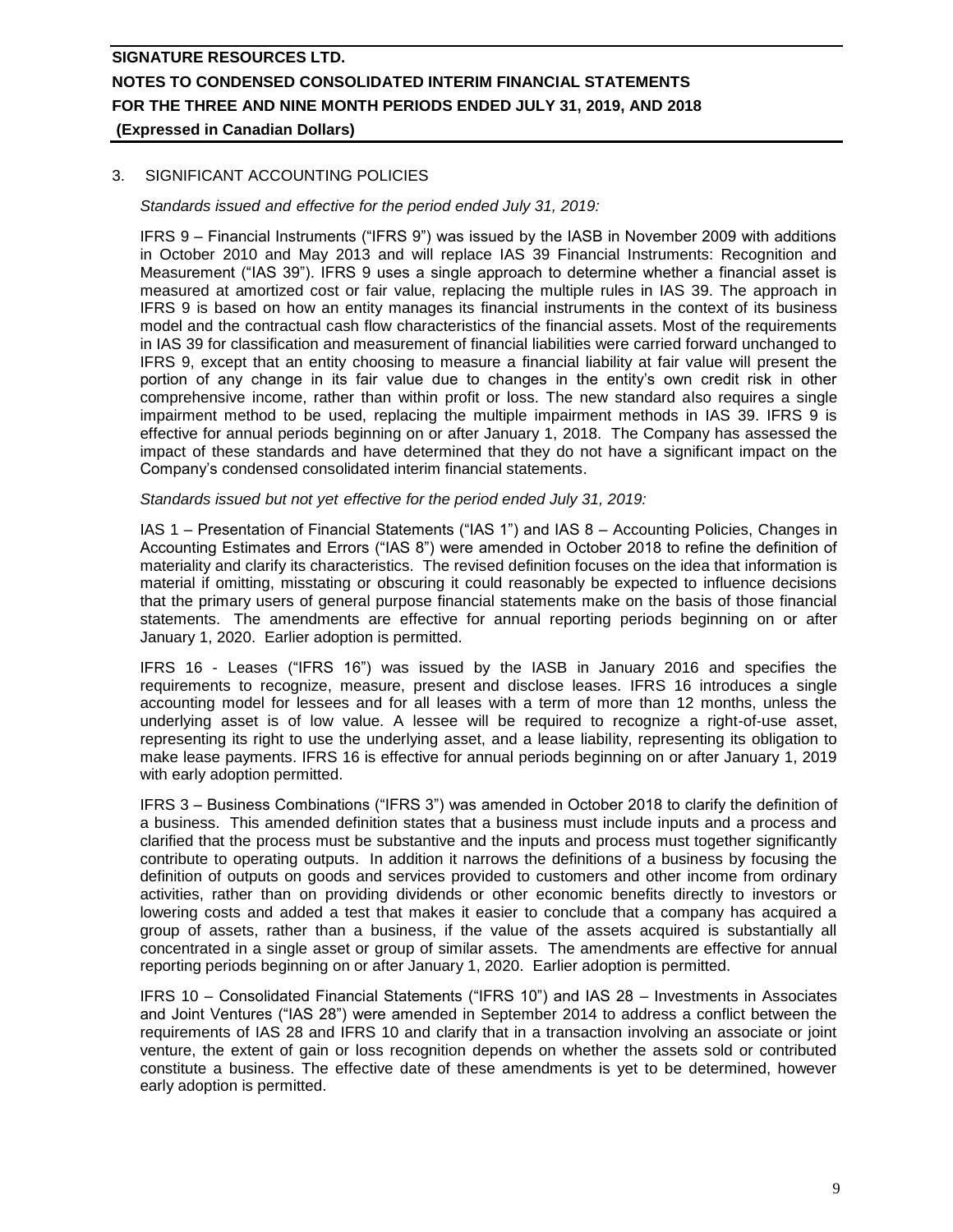## 3. SIGNIFICANT ACCOUNTING POLICIES

*Standards issued and effective for the period ended July 31, 2019:*

IFRS 9 – Financial Instruments ("IFRS 9") was issued by the IASB in November 2009 with additions in October 2010 and May 2013 and will replace IAS 39 Financial Instruments: Recognition and Measurement ("IAS 39"). IFRS 9 uses a single approach to determine whether a financial asset is measured at amortized cost or fair value, replacing the multiple rules in IAS 39. The approach in IFRS 9 is based on how an entity manages its financial instruments in the context of its business model and the contractual cash flow characteristics of the financial assets. Most of the requirements in IAS 39 for classification and measurement of financial liabilities were carried forward unchanged to IFRS 9, except that an entity choosing to measure a financial liability at fair value will present the portion of any change in its fair value due to changes in the entity's own credit risk in other comprehensive income, rather than within profit or loss. The new standard also requires a single impairment method to be used, replacing the multiple impairment methods in IAS 39. IFRS 9 is effective for annual periods beginning on or after January 1, 2018. The Company has assessed the impact of these standards and have determined that they do not have a significant impact on the Company's condensed consolidated interim financial statements.

*Standards issued but not yet effective for the period ended July 31, 2019:*

IAS 1 – Presentation of Financial Statements ("IAS 1") and IAS 8 – Accounting Policies, Changes in Accounting Estimates and Errors ("IAS 8") were amended in October 2018 to refine the definition of materiality and clarify its characteristics. The revised definition focuses on the idea that information is material if omitting, misstating or obscuring it could reasonably be expected to influence decisions that the primary users of general purpose financial statements make on the basis of those financial statements. The amendments are effective for annual reporting periods beginning on or after January 1, 2020. Earlier adoption is permitted.

IFRS 16 - Leases ("IFRS 16") was issued by the IASB in January 2016 and specifies the requirements to recognize, measure, present and disclose leases. IFRS 16 introduces a single accounting model for lessees and for all leases with a term of more than 12 months, unless the underlying asset is of low value. A lessee will be required to recognize a right-of-use asset, representing its right to use the underlying asset, and a lease liability, representing its obligation to make lease payments. IFRS 16 is effective for annual periods beginning on or after January 1, 2019 with early adoption permitted.

IFRS 3 – Business Combinations ("IFRS 3") was amended in October 2018 to clarify the definition of a business. This amended definition states that a business must include inputs and a process and clarified that the process must be substantive and the inputs and process must together significantly contribute to operating outputs. In addition it narrows the definitions of a business by focusing the definition of outputs on goods and services provided to customers and other income from ordinary activities, rather than on providing dividends or other economic benefits directly to investors or lowering costs and added a test that makes it easier to conclude that a company has acquired a group of assets, rather than a business, if the value of the assets acquired is substantially all concentrated in a single asset or group of similar assets. The amendments are effective for annual reporting periods beginning on or after January 1, 2020. Earlier adoption is permitted.

IFRS 10 – Consolidated Financial Statements ("IFRS 10") and IAS 28 – Investments in Associates and Joint Ventures ("IAS 28") were amended in September 2014 to address a conflict between the requirements of IAS 28 and IFRS 10 and clarify that in a transaction involving an associate or joint venture, the extent of gain or loss recognition depends on whether the assets sold or contributed constitute a business. The effective date of these amendments is yet to be determined, however early adoption is permitted.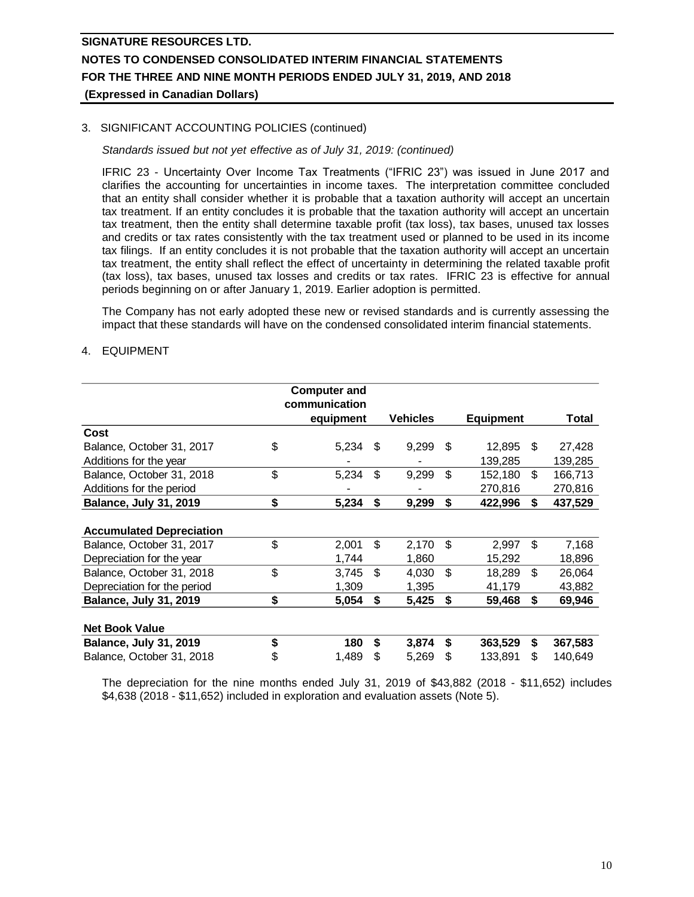3. SIGNIFICANT ACCOUNTING POLICIES (continued)

*Standards issued but not yet effective as of July 31, 2019: (continued)*

IFRIC 23 - Uncertainty Over Income Tax Treatments ("IFRIC 23") was issued in June 2017 and clarifies the accounting for uncertainties in income taxes. The interpretation committee concluded that an entity shall consider whether it is probable that a taxation authority will accept an uncertain tax treatment. If an entity concludes it is probable that the taxation authority will accept an uncertain tax treatment, then the entity shall determine taxable profit (tax loss), tax bases, unused tax losses and credits or tax rates consistently with the tax treatment used or planned to be used in its income tax filings. If an entity concludes it is not probable that the taxation authority will accept an uncertain tax treatment, the entity shall reflect the effect of uncertainty in determining the related taxable profit (tax loss), tax bases, unused tax losses and credits or tax rates. IFRIC 23 is effective for annual periods beginning on or after January 1, 2019. Earlier adoption is permitted.

The Company has not early adopted these new or revised standards and is currently assessing the impact that these standards will have on the condensed consolidated interim financial statements.

4. EQUIPMENT

| | Computer and communication equipment | Vehicles | Equipment | Total |
|---|---|---|---|---|
| **Cost** | | | | |
| Balance, October 31, 2017 | $ 5,234 | $ 9,299 | $ 12,895 | $ 27,428 |
| Additions for the year | - | - | 139,285 | 139,285 |
| Balance, October 31, 2018 | $ 5,234 | $ 9,299 | $ 152,180 | $ 166,713 |
| Additions for the period | - | - | 270,816 | 270,816 |
| **Balance, July 31, 2019** | **$ 5,234** | **$ 9,299** | **$ 422,996** | **$ 437,529** |
| | | | | |
| **Accumulated Depreciation** | | | | |
| Balance, October 31, 2017 | $ 2,001 | $ 2,170 | $ 2,997 | $ 7,168 |
| Depreciation for the year | 1,744 | 1,860 | 15,292 | 18,896 |
| Balance, October 31, 2018 | $ 3,745 | $ 4,030 | $ 18,289 | $ 26,064 |
| Depreciation for the period | 1,309 | 1,395 | 41,179 | 43,882 |
| **Balance, July 31, 2019** | **$ 5,054** | **$ 5,425** | **$ 59,468** | **$ 69,946** |
| | | | | |
| **Net Book Value** | | | | |
| **Balance, July 31, 2019** | **$ 180** | **$ 3,874** | **$ 363,529** | **$ 367,583** |
| Balance, October 31, 2018 | $ 1,489 | $ 5,269 | $ 133,891 | $ 140,649 |

The depreciation for the nine months ended July 31, 2019 of $43,882 (2018 - $11,652) includes $4,638 (2018 - $11,652) included in exploration and evaluation assets (Note 5).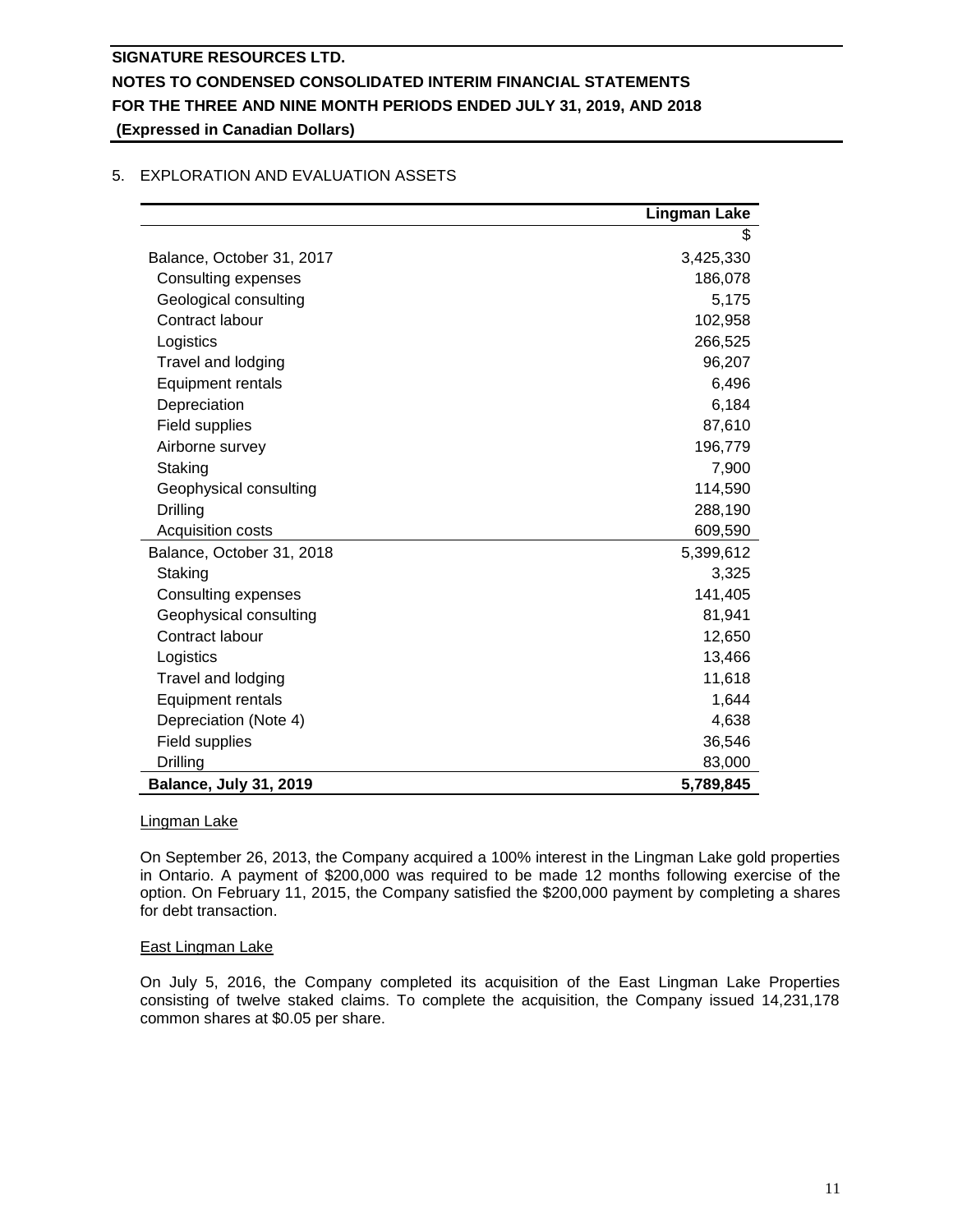## 5. EXPLORATION AND EVALUATION ASSETS

| | Lingman Lake |
|---|---:|
| | $ |
| Balance, October 31, 2017 | 3,425,330 |
| Consulting expenses | 186,078 |
| Geological consulting | 5,175 |
| Contract labour | 102,958 |
| Logistics | 266,525 |
| Travel and lodging | 96,207 |
| Equipment rentals | 6,496 |
| Depreciation | 6,184 |
| Field supplies | 87,610 |
| Airborne survey | 196,779 |
| Staking | 7,900 |
| Geophysical consulting | 114,590 |
| Drilling | 288,190 |
| Acquisition costs | 609,590 |
| Balance, October 31, 2018 | 5,399,612 |
| Staking | 3,325 |
| Consulting expenses | 141,405 |
| Geophysical consulting | 81,941 |
| Contract labour | 12,650 |
| Logistics | 13,466 |
| Travel and lodging | 11,618 |
| Equipment rentals | 1,644 |
| Depreciation (Note 4) | 4,638 |
| Field supplies | 36,546 |
| Drilling | 83,000 |
| **Balance, July 31, 2019** | **5,789,845** |

### Lingman Lake

On September 26, 2013, the Company acquired a 100% interest in the Lingman Lake gold properties in Ontario. A payment of $200,000 was required to be made 12 months following exercise of the option. On February 11, 2015, the Company satisfied the $200,000 payment by completing a shares for debt transaction.

### East Lingman Lake

On July 5, 2016, the Company completed its acquisition of the East Lingman Lake Properties consisting of twelve staked claims. To complete the acquisition, the Company issued 14,231,178 common shares at $0.05 per share.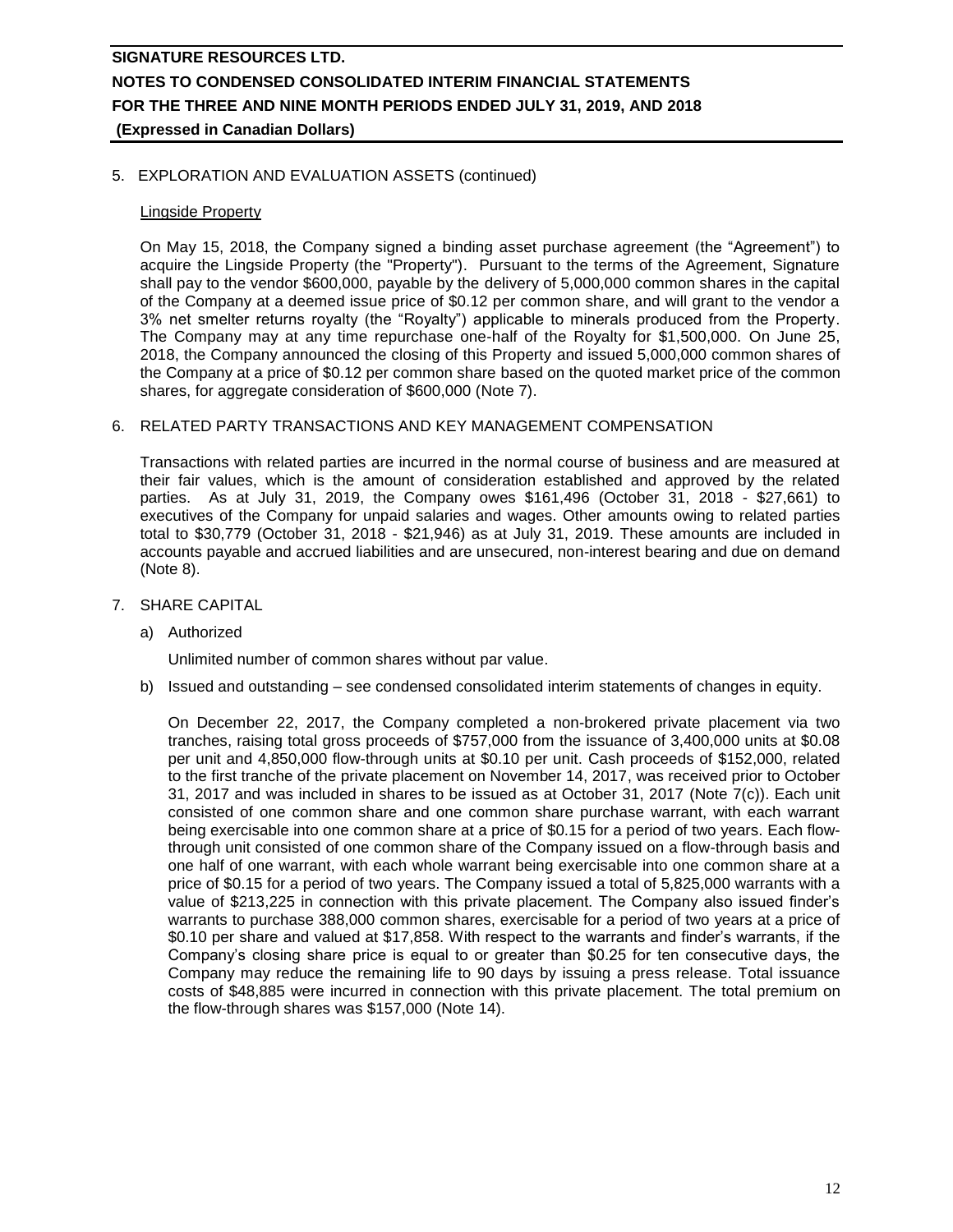5. EXPLORATION AND EVALUATION ASSETS (continued)

Lingside Property

On May 15, 2018, the Company signed a binding asset purchase agreement (the "Agreement") to acquire the Lingside Property (the "Property"). Pursuant to the terms of the Agreement, Signature shall pay to the vendor $600,000, payable by the delivery of 5,000,000 common shares in the capital of the Company at a deemed issue price of $0.12 per common share, and will grant to the vendor a 3% net smelter returns royalty (the "Royalty") applicable to minerals produced from the Property. The Company may at any time repurchase one-half of the Royalty for $1,500,000. On June 25, 2018, the Company announced the closing of this Property and issued 5,000,000 common shares of the Company at a price of $0.12 per common share based on the quoted market price of the common shares, for aggregate consideration of $600,000 (Note 7).

6. RELATED PARTY TRANSACTIONS AND KEY MANAGEMENT COMPENSATION

Transactions with related parties are incurred in the normal course of business and are measured at their fair values, which is the amount of consideration established and approved by the related parties. As at July 31, 2019, the Company owes $161,496 (October 31, 2018 - $27,661) to executives of the Company for unpaid salaries and wages. Other amounts owing to related parties total to $30,779 (October 31, 2018 - $21,946) as at July 31, 2019. These amounts are included in accounts payable and accrued liabilities and are unsecured, non-interest bearing and due on demand (Note 8).

7. SHARE CAPITAL

a) Authorized

Unlimited number of common shares without par value.

b) Issued and outstanding – see condensed consolidated interim statements of changes in equity.

On December 22, 2017, the Company completed a non-brokered private placement via two tranches, raising total gross proceeds of $757,000 from the issuance of 3,400,000 units at $0.08 per unit and 4,850,000 flow-through units at $0.10 per unit. Cash proceeds of $152,000, related to the first tranche of the private placement on November 14, 2017, was received prior to October 31, 2017 and was included in shares to be issued as at October 31, 2017 (Note 7(c)). Each unit consisted of one common share and one common share purchase warrant, with each warrant being exercisable into one common share at a price of $0.15 for a period of two years. Each flow-through unit consisted of one common share of the Company issued on a flow-through basis and one half of one warrant, with each whole warrant being exercisable into one common share at a price of $0.15 for a period of two years. The Company issued a total of 5,825,000 warrants with a value of $213,225 in connection with this private placement. The Company also issued finder's warrants to purchase 388,000 common shares, exercisable for a period of two years at a price of $0.10 per share and valued at $17,858. With respect to the warrants and finder's warrants, if the Company's closing share price is equal to or greater than $0.25 for ten consecutive days, the Company may reduce the remaining life to 90 days by issuing a press release. Total issuance costs of $48,885 were incurred in connection with this private placement. The total premium on the flow-through shares was $157,000 (Note 14).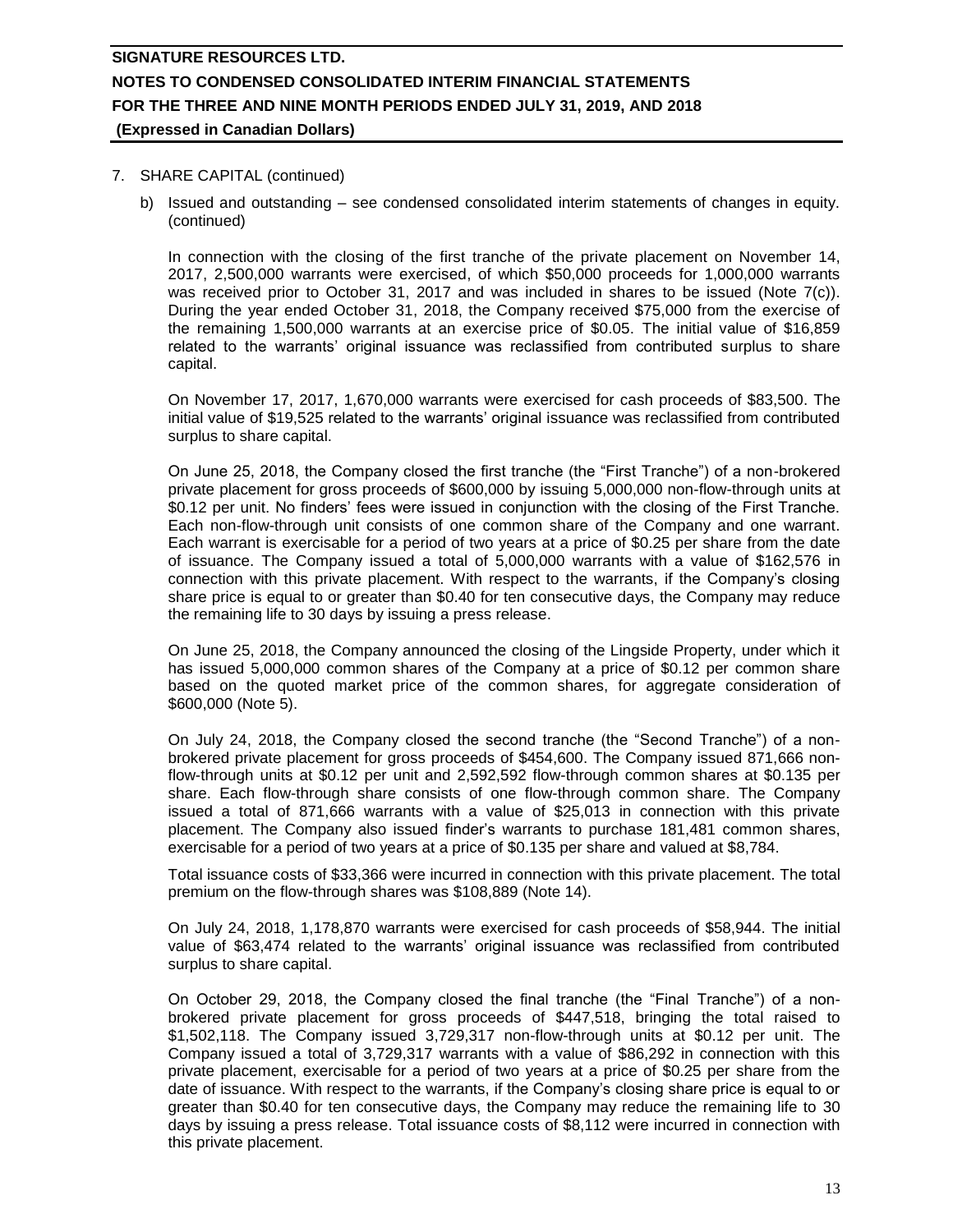7. SHARE CAPITAL (continued)

b) Issued and outstanding – see condensed consolidated interim statements of changes in equity. (continued)

In connection with the closing of the first tranche of the private placement on November 14, 2017, 2,500,000 warrants were exercised, of which $50,000 proceeds for 1,000,000 warrants was received prior to October 31, 2017 and was included in shares to be issued (Note 7(c)). During the year ended October 31, 2018, the Company received $75,000 from the exercise of the remaining 1,500,000 warrants at an exercise price of $0.05. The initial value of $16,859 related to the warrants' original issuance was reclassified from contributed surplus to share capital.

On November 17, 2017, 1,670,000 warrants were exercised for cash proceeds of $83,500. The initial value of $19,525 related to the warrants' original issuance was reclassified from contributed surplus to share capital.

On June 25, 2018, the Company closed the first tranche (the "First Tranche") of a non-brokered private placement for gross proceeds of $600,000 by issuing 5,000,000 non-flow-through units at $0.12 per unit. No finders' fees were issued in conjunction with the closing of the First Tranche. Each non-flow-through unit consists of one common share of the Company and one warrant. Each warrant is exercisable for a period of two years at a price of $0.25 per share from the date of issuance. The Company issued a total of 5,000,000 warrants with a value of $162,576 in connection with this private placement. With respect to the warrants, if the Company's closing share price is equal to or greater than $0.40 for ten consecutive days, the Company may reduce the remaining life to 30 days by issuing a press release.

On June 25, 2018, the Company announced the closing of the Lingside Property, under which it has issued 5,000,000 common shares of the Company at a price of $0.12 per common share based on the quoted market price of the common shares, for aggregate consideration of $600,000 (Note 5).

On July 24, 2018, the Company closed the second tranche (the "Second Tranche") of a non-brokered private placement for gross proceeds of $454,600. The Company issued 871,666 non-flow-through units at $0.12 per unit and 2,592,592 flow-through common shares at $0.135 per share. Each flow-through share consists of one flow-through common share. The Company issued a total of 871,666 warrants with a value of $25,013 in connection with this private placement. The Company also issued finder's warrants to purchase 181,481 common shares, exercisable for a period of two years at a price of $0.135 per share and valued at $8,784.

Total issuance costs of $33,366 were incurred in connection with this private placement. The total premium on the flow-through shares was $108,889 (Note 14).

On July 24, 2018, 1,178,870 warrants were exercised for cash proceeds of $58,944. The initial value of $63,474 related to the warrants' original issuance was reclassified from contributed surplus to share capital.

On October 29, 2018, the Company closed the final tranche (the "Final Tranche") of a non-brokered private placement for gross proceeds of $447,518, bringing the total raised to $1,502,118. The Company issued 3,729,317 non-flow-through units at $0.12 per unit. The Company issued a total of 3,729,317 warrants with a value of $86,292 in connection with this private placement, exercisable for a period of two years at a price of $0.25 per share from the date of issuance. With respect to the warrants, if the Company's closing share price is equal to or greater than $0.40 for ten consecutive days, the Company may reduce the remaining life to 30 days by issuing a press release. Total issuance costs of $8,112 were incurred in connection with this private placement.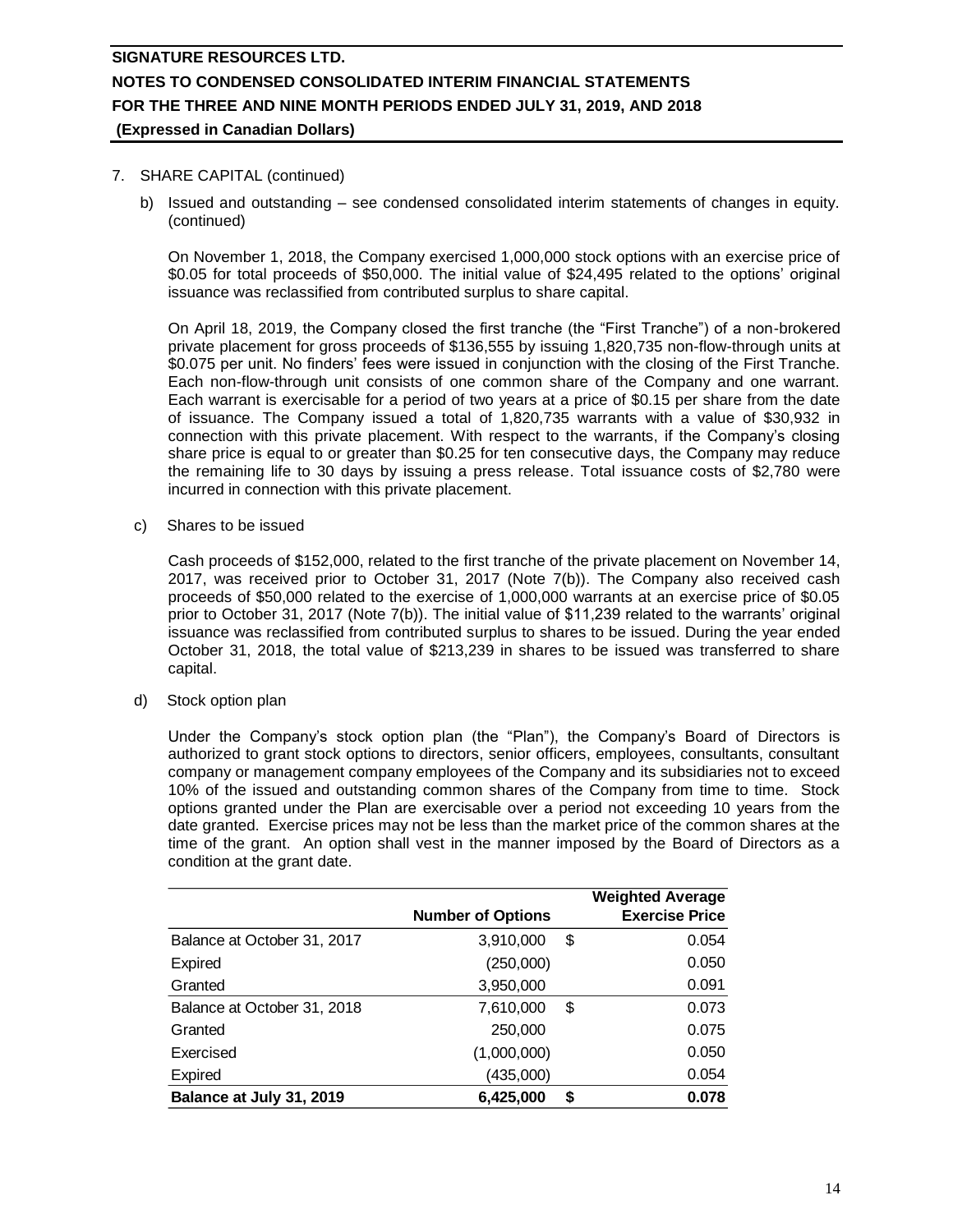7. SHARE CAPITAL (continued)

b) Issued and outstanding – see condensed consolidated interim statements of changes in equity. (continued)

On November 1, 2018, the Company exercised 1,000,000 stock options with an exercise price of \$0.05 for total proceeds of \$50,000. The initial value of \$24,495 related to the options' original issuance was reclassified from contributed surplus to share capital.

On April 18, 2019, the Company closed the first tranche (the "First Tranche") of a non-brokered private placement for gross proceeds of \$136,555 by issuing 1,820,735 non-flow-through units at \$0.075 per unit. No finders' fees were issued in conjunction with the closing of the First Tranche. Each non-flow-through unit consists of one common share of the Company and one warrant. Each warrant is exercisable for a period of two years at a price of \$0.15 per share from the date of issuance. The Company issued a total of 1,820,735 warrants with a value of \$30,932 in connection with this private placement. With respect to the warrants, if the Company's closing share price is equal to or greater than \$0.25 for ten consecutive days, the Company may reduce the remaining life to 30 days by issuing a press release. Total issuance costs of \$2,780 were incurred in connection with this private placement.

c) Shares to be issued

Cash proceeds of \$152,000, related to the first tranche of the private placement on November 14, 2017, was received prior to October 31, 2017 (Note 7(b)). The Company also received cash proceeds of \$50,000 related to the exercise of 1,000,000 warrants at an exercise price of \$0.05 prior to October 31, 2017 (Note 7(b)). The initial value of \$11,239 related to the warrants' original issuance was reclassified from contributed surplus to shares to be issued. During the year ended October 31, 2018, the total value of \$213,239 in shares to be issued was transferred to share capital.

d) Stock option plan

Under the Company's stock option plan (the "Plan"), the Company's Board of Directors is authorized to grant stock options to directors, senior officers, employees, consultants, consultant company or management company employees of the Company and its subsidiaries not to exceed 10% of the issued and outstanding common shares of the Company from time to time. Stock options granted under the Plan are exercisable over a period not exceeding 10 years from the date granted. Exercise prices may not be less than the market price of the common shares at the time of the grant. An option shall vest in the manner imposed by the Board of Directors as a condition at the grant date.

| | Number of Options | Weighted Average Exercise Price |
|---|---|---|
| Balance at October 31, 2017 | 3,910,000 | \$ 0.054 |
| Expired | (250,000) | 0.050 |
| Granted | 3,950,000 | 0.091 |
| Balance at October 31, 2018 | 7,610,000 | \$ 0.073 |
| Granted | 250,000 | 0.075 |
| Exercised | (1,000,000) | 0.050 |
| Expired | (435,000) | 0.054 |
| **Balance at July 31, 2019** | **6,425,000** | **\$ 0.078** |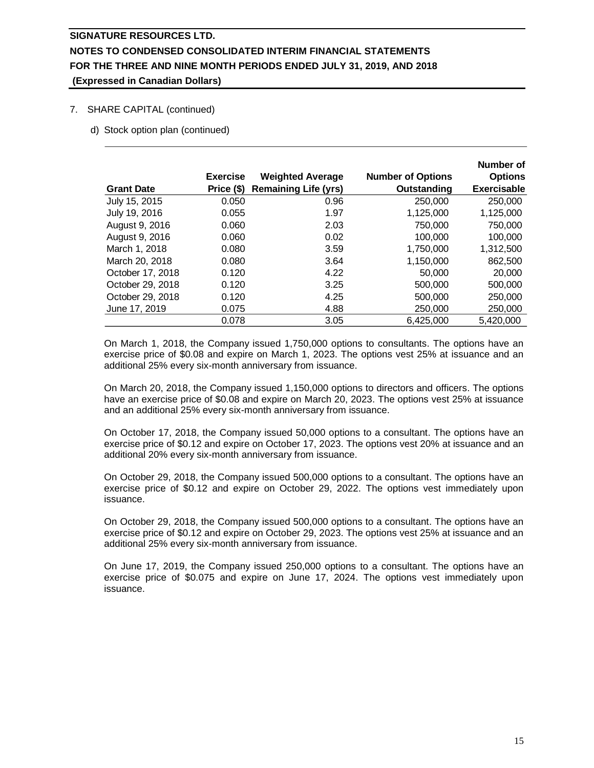## 7. SHARE CAPITAL (continued)

### d) Stock option plan (continued)

| Grant Date | Exercise Price ($) | Weighted Average Remaining Life (yrs) | Number of Options Outstanding | Number of Options Exercisable |
|---|---|---|---|---|
| July 15, 2015 | 0.050 | 0.96 | 250,000 | 250,000 |
| July 19, 2016 | 0.055 | 1.97 | 1,125,000 | 1,125,000 |
| August 9, 2016 | 0.060 | 2.03 | 750,000 | 750,000 |
| August 9, 2016 | 0.060 | 0.02 | 100,000 | 100,000 |
| March 1, 2018 | 0.080 | 3.59 | 1,750,000 | 1,312,500 |
| March 20, 2018 | 0.080 | 3.64 | 1,150,000 | 862,500 |
| October 17, 2018 | 0.120 | 4.22 | 50,000 | 20,000 |
| October 29, 2018 | 0.120 | 3.25 | 500,000 | 500,000 |
| October 29, 2018 | 0.120 | 4.25 | 500,000 | 250,000 |
| June 17, 2019 | 0.075 | 4.88 | 250,000 | 250,000 |
| | 0.078 | 3.05 | 6,425,000 | 5,420,000 |

On March 1, 2018, the Company issued 1,750,000 options to consultants. The options have an exercise price of $0.08 and expire on March 1, 2023. The options vest 25% at issuance and an additional 25% every six-month anniversary from issuance.

On March 20, 2018, the Company issued 1,150,000 options to directors and officers. The options have an exercise price of $0.08 and expire on March 20, 2023. The options vest 25% at issuance and an additional 25% every six-month anniversary from issuance.

On October 17, 2018, the Company issued 50,000 options to a consultant. The options have an exercise price of $0.12 and expire on October 17, 2023. The options vest 20% at issuance and an additional 20% every six-month anniversary from issuance.

On October 29, 2018, the Company issued 500,000 options to a consultant. The options have an exercise price of $0.12 and expire on October 29, 2022. The options vest immediately upon issuance.

On October 29, 2018, the Company issued 500,000 options to a consultant. The options have an exercise price of $0.12 and expire on October 29, 2023. The options vest 25% at issuance and an additional 25% every six-month anniversary from issuance.

On June 17, 2019, the Company issued 250,000 options to a consultant. The options have an exercise price of $0.075 and expire on June 17, 2024. The options vest immediately upon issuance.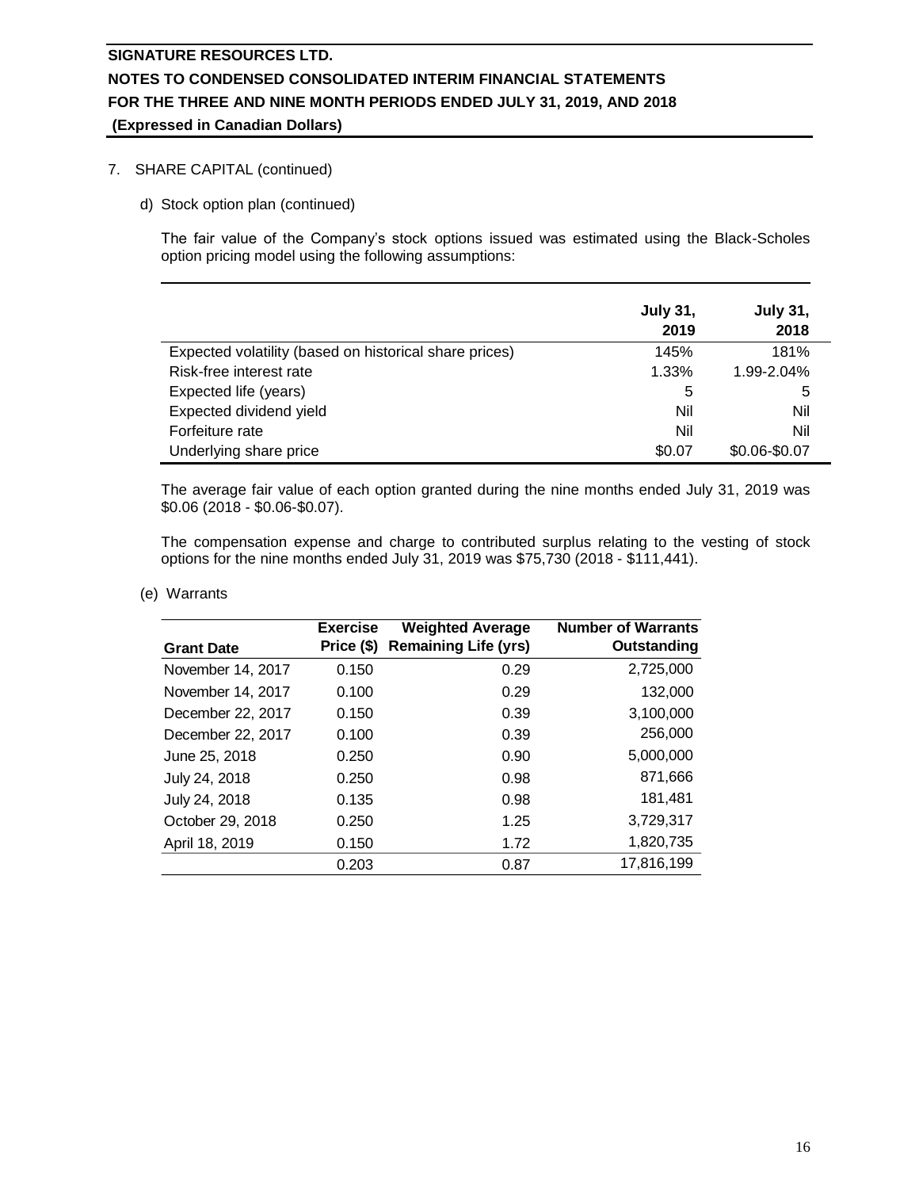## 7. SHARE CAPITAL (continued)

### d) Stock option plan (continued)

The fair value of the Company's stock options issued was estimated using the Black-Scholes option pricing model using the following assumptions:

| | July 31, 2019 | July 31, 2018 |
|---|---|---|
| Expected volatility (based on historical share prices) | 145% | 181% |
| Risk-free interest rate | 1.33% | 1.99-2.04% |
| Expected life (years) | 5 | 5 |
| Expected dividend yield | Nil | Nil |
| Forfeiture rate | Nil | Nil |
| Underlying share price | \$0.07 | \$0.06-\$0.07 |

The average fair value of each option granted during the nine months ended July 31, 2019 was \$0.06 (2018 - \$0.06-\$0.07).

The compensation expense and charge to contributed surplus relating to the vesting of stock options for the nine months ended July 31, 2019 was \$75,730 (2018 - \$111,441).

### (e) Warrants

| Grant Date | Exercise Price (\$) | Weighted Average Remaining Life (yrs) | Number of Warrants Outstanding |
|---|---|---|---|
| November 14, 2017 | 0.150 | 0.29 | 2,725,000 |
| November 14, 2017 | 0.100 | 0.29 | 132,000 |
| December 22, 2017 | 0.150 | 0.39 | 3,100,000 |
| December 22, 2017 | 0.100 | 0.39 | 256,000 |
| June 25, 2018 | 0.250 | 0.90 | 5,000,000 |
| July 24, 2018 | 0.250 | 0.98 | 871,666 |
| July 24, 2018 | 0.135 | 0.98 | 181,481 |
| October 29, 2018 | 0.250 | 1.25 | 3,729,317 |
| April 18, 2019 | 0.150 | 1.72 | 1,820,735 |
| | 0.203 | 0.87 | 17,816,199 |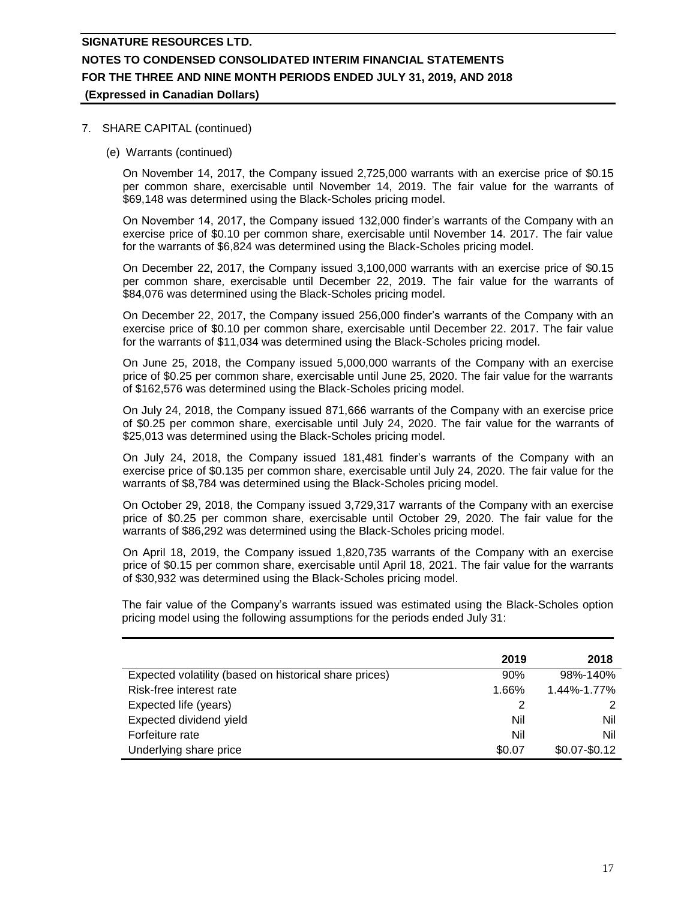7. SHARE CAPITAL (continued)

(e) Warrants (continued)

On November 14, 2017, the Company issued 2,725,000 warrants with an exercise price of $0.15 per common share, exercisable until November 14, 2019. The fair value for the warrants of $69,148 was determined using the Black-Scholes pricing model.

On November 14, 2017, the Company issued 132,000 finder's warrants of the Company with an exercise price of $0.10 per common share, exercisable until November 14. 2017. The fair value for the warrants of $6,824 was determined using the Black-Scholes pricing model.

On December 22, 2017, the Company issued 3,100,000 warrants with an exercise price of $0.15 per common share, exercisable until December 22, 2019. The fair value for the warrants of $84,076 was determined using the Black-Scholes pricing model.

On December 22, 2017, the Company issued 256,000 finder's warrants of the Company with an exercise price of $0.10 per common share, exercisable until December 22. 2017. The fair value for the warrants of $11,034 was determined using the Black-Scholes pricing model.

On June 25, 2018, the Company issued 5,000,000 warrants of the Company with an exercise price of $0.25 per common share, exercisable until June 25, 2020. The fair value for the warrants of $162,576 was determined using the Black-Scholes pricing model.

On July 24, 2018, the Company issued 871,666 warrants of the Company with an exercise price of $0.25 per common share, exercisable until July 24, 2020. The fair value for the warrants of $25,013 was determined using the Black-Scholes pricing model.

On July 24, 2018, the Company issued 181,481 finder's warrants of the Company with an exercise price of $0.135 per common share, exercisable until July 24, 2020. The fair value for the warrants of $8,784 was determined using the Black-Scholes pricing model.

On October 29, 2018, the Company issued 3,729,317 warrants of the Company with an exercise price of $0.25 per common share, exercisable until October 29, 2020. The fair value for the warrants of $86,292 was determined using the Black-Scholes pricing model.

On April 18, 2019, the Company issued 1,820,735 warrants of the Company with an exercise price of $0.15 per common share, exercisable until April 18, 2021. The fair value for the warrants of $30,932 was determined using the Black-Scholes pricing model.

The fair value of the Company's warrants issued was estimated using the Black-Scholes option pricing model using the following assumptions for the periods ended July 31:

| | 2019 | 2018 |
|---|---|---|
| Expected volatility (based on historical share prices) | 90% | 98%-140% |
| Risk-free interest rate | 1.66% | 1.44%-1.77% |
| Expected life (years) | 2 | 2 |
| Expected dividend yield | Nil | Nil |
| Forfeiture rate | Nil | Nil |
| Underlying share price | $0.07 | $0.07-$0.12 |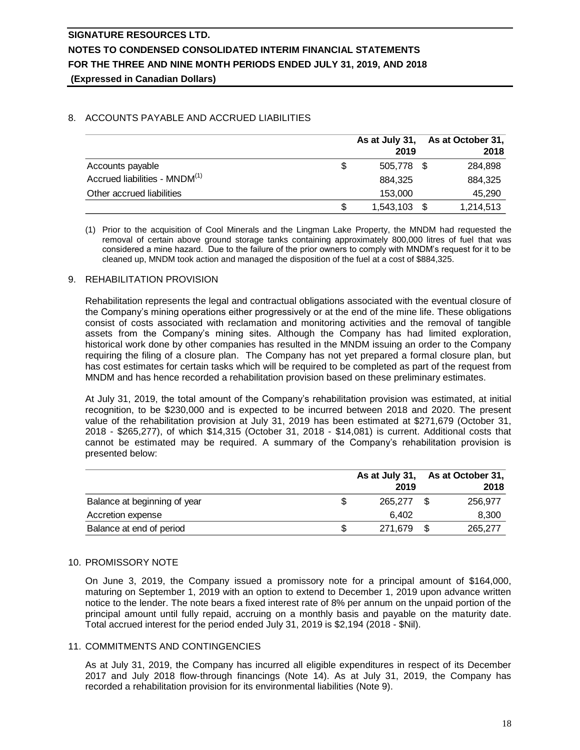## 8. ACCOUNTS PAYABLE AND ACCRUED LIABILITIES

| | As at July 31, 2019 | As at October 31, 2018 |
|---|---|---|
| Accounts payable | $ 505,778 | $ 284,898 |
| Accrued liabilities - MNDM[1] | 884,325 | 884,325 |
| Other accrued liabilities | 153,000 | 45,290 |
| | $ 1,543,103 | $ 1,214,513 |

(1) Prior to the acquisition of Cool Minerals and the Lingman Lake Property, the MNDM had requested the removal of certain above ground storage tanks containing approximately 800,000 litres of fuel that was considered a mine hazard. Due to the failure of the prior owners to comply with MNDM's request for it to be cleaned up, MNDM took action and managed the disposition of the fuel at a cost of $884,325.

## 9. REHABILITATION PROVISION

Rehabilitation represents the legal and contractual obligations associated with the eventual closure of the Company's mining operations either progressively or at the end of the mine life. These obligations consist of costs associated with reclamation and monitoring activities and the removal of tangible assets from the Company's mining sites. Although the Company has had limited exploration, historical work done by other companies has resulted in the MNDM issuing an order to the Company requiring the filing of a closure plan. The Company has not yet prepared a formal closure plan, but has cost estimates for certain tasks which will be required to be completed as part of the request from MNDM and has hence recorded a rehabilitation provision based on these preliminary estimates.

At July 31, 2019, the total amount of the Company's rehabilitation provision was estimated, at initial recognition, to be $230,000 and is expected to be incurred between 2018 and 2020. The present value of the rehabilitation provision at July 31, 2019 has been estimated at $271,679 (October 31, 2018 - $265,277), of which $14,315 (October 31, 2018 - $14,081) is current. Additional costs that cannot be estimated may be required. A summary of the Company's rehabilitation provision is presented below:

| | As at July 31, 2019 | As at October 31, 2018 |
|---|---|---|
| Balance at beginning of year | $ 265,277 | $ 256,977 |
| Accretion expense | 6,402 | 8,300 |
| Balance at end of period | $ 271,679 | $ 265,277 |

## 10. PROMISSORY NOTE

On June 3, 2019, the Company issued a promissory note for a principal amount of $164,000, maturing on September 1, 2019 with an option to extend to December 1, 2019 upon advance written notice to the lender. The note bears a fixed interest rate of 8% per annum on the unpaid portion of the principal amount until fully repaid, accruing on a monthly basis and payable on the maturity date. Total accrued interest for the period ended July 31, 2019 is $2,194 (2018 - $Nil).

## 11. COMMITMENTS AND CONTINGENCIES

As at July 31, 2019, the Company has incurred all eligible expenditures in respect of its December 2017 and July 2018 flow-through financings (Note 14). As at July 31, 2019, the Company has recorded a rehabilitation provision for its environmental liabilities (Note 9).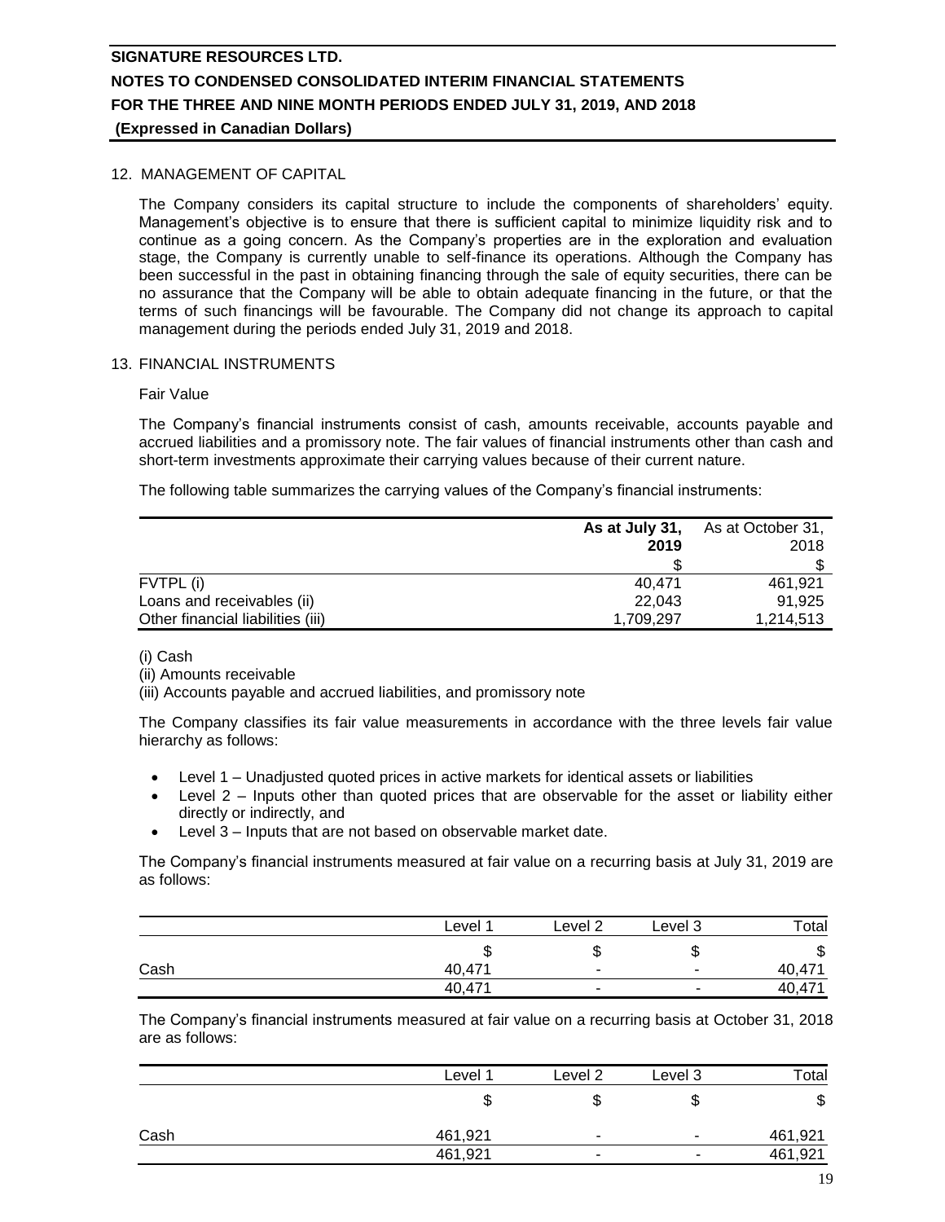## 12. MANAGEMENT OF CAPITAL

The Company considers its capital structure to include the components of shareholders' equity. Management's objective is to ensure that there is sufficient capital to minimize liquidity risk and to continue as a going concern. As the Company's properties are in the exploration and evaluation stage, the Company is currently unable to self-finance its operations. Although the Company has been successful in the past in obtaining financing through the sale of equity securities, there can be no assurance that the Company will be able to obtain adequate financing in the future, or that the terms of such financings will be favourable. The Company did not change its approach to capital management during the periods ended July 31, 2019 and 2018.

## 13. FINANCIAL INSTRUMENTS

Fair Value

The Company's financial instruments consist of cash, amounts receivable, accounts payable and accrued liabilities and a promissory note. The fair values of financial instruments other than cash and short-term investments approximate their carrying values because of their current nature.

The following table summarizes the carrying values of the Company's financial instruments:

| | **As at July 31, 2019** | As at October 31, 2018 |
|---|---|---|
| | $ | $ |
| FVTPL (i) | 40,471 | 461,921 |
| Loans and receivables (ii) | 22,043 | 91,925 |
| Other financial liabilities (iii) | 1,709,297 | 1,214,513 |

(i) Cash
(ii) Amounts receivable
(iii) Accounts payable and accrued liabilities, and promissory note

The Company classifies its fair value measurements in accordance with the three levels fair value hierarchy as follows:

- Level 1 – Unadjusted quoted prices in active markets for identical assets or liabilities
- Level 2 – Inputs other than quoted prices that are observable for the asset or liability either directly or indirectly, and
- Level 3 – Inputs that are not based on observable market date.

The Company's financial instruments measured at fair value on a recurring basis at July 31, 2019 are as follows:

| | Level 1 | Level 2 | Level 3 | Total |
|---|---|---|---|---|
| | $ | $ | $ | $ |
| Cash | 40,471 | - | - | 40,471 |
| | 40,471 | - | - | 40,471 |

The Company's financial instruments measured at fair value on a recurring basis at October 31, 2018 are as follows:

| | Level 1 | Level 2 | Level 3 | Total |
|---|---|---|---|---|
| | $ | $ | $ | $ |
| Cash | 461,921 | - | - | 461,921 |
| | 461,921 | - | - | 461,921 |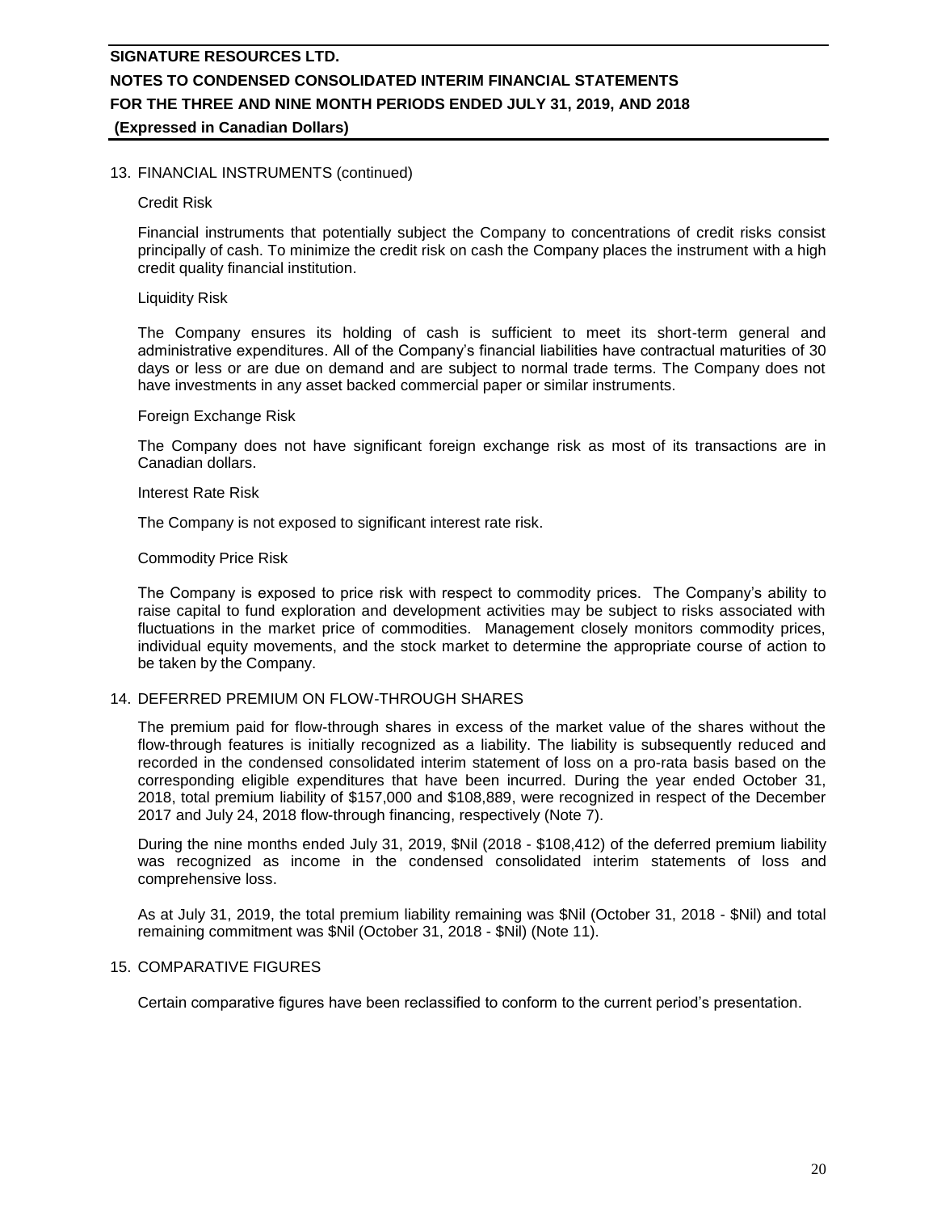## 13. FINANCIAL INSTRUMENTS (continued)

### Credit Risk

Financial instruments that potentially subject the Company to concentrations of credit risks consist principally of cash. To minimize the credit risk on cash the Company places the instrument with a high credit quality financial institution.

### Liquidity Risk

The Company ensures its holding of cash is sufficient to meet its short-term general and administrative expenditures. All of the Company's financial liabilities have contractual maturities of 30 days or less or are due on demand and are subject to normal trade terms. The Company does not have investments in any asset backed commercial paper or similar instruments.

### Foreign Exchange Risk

The Company does not have significant foreign exchange risk as most of its transactions are in Canadian dollars.

### Interest Rate Risk

The Company is not exposed to significant interest rate risk.

### Commodity Price Risk

The Company is exposed to price risk with respect to commodity prices. The Company's ability to raise capital to fund exploration and development activities may be subject to risks associated with fluctuations in the market price of commodities. Management closely monitors commodity prices, individual equity movements, and the stock market to determine the appropriate course of action to be taken by the Company.

## 14. DEFERRED PREMIUM ON FLOW-THROUGH SHARES

The premium paid for flow-through shares in excess of the market value of the shares without the flow-through features is initially recognized as a liability. The liability is subsequently reduced and recorded in the condensed consolidated interim statement of loss on a pro-rata basis based on the corresponding eligible expenditures that have been incurred. During the year ended October 31, 2018, total premium liability of $157,000 and $108,889, were recognized in respect of the December 2017 and July 24, 2018 flow-through financing, respectively (Note 7).

During the nine months ended July 31, 2019, $Nil (2018 - $108,412) of the deferred premium liability was recognized as income in the condensed consolidated interim statements of loss and comprehensive loss.

As at July 31, 2019, the total premium liability remaining was $Nil (October 31, 2018 - $Nil) and total remaining commitment was $Nil (October 31, 2018 - $Nil) (Note 11).

## 15. COMPARATIVE FIGURES

Certain comparative figures have been reclassified to conform to the current period's presentation.